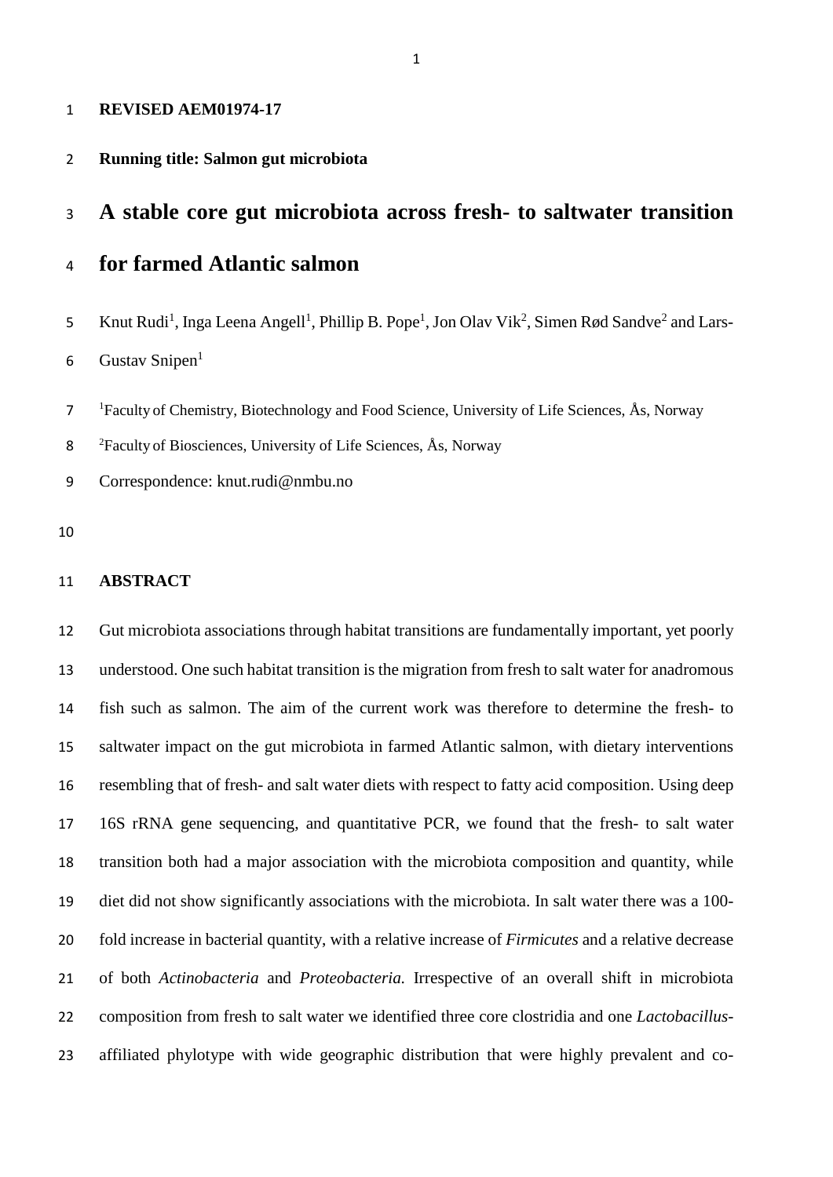**REVISED AEM01974-17**

**Running title: Salmon gut microbiota**

# A stable core gut microbiota across fresh- to saltwater transition for farmed Atlantic salmon

Knut Rudi[1], Inga Leena Angell[1], Phillip B. Pope[1], Jon Olav Vik[2], Simen Rød Sandve[2] and Lars-Gustav Snipen[1]

[1]Faculty of Chemistry, Biotechnology and Food Science, University of Life Sciences, Ås, Norway

[2]Faculty of Biosciences, University of Life Sciences, Ås, Norway

Correspondence: knut.rudi@nmbu.no

## ABSTRACT

Gut microbiota associations through habitat transitions are fundamentally important, yet poorly understood. One such habitat transition is the migration from fresh to salt water for anadromous fish such as salmon. The aim of the current work was therefore to determine the fresh- to saltwater impact on the gut microbiota in farmed Atlantic salmon, with dietary interventions resembling that of fresh- and salt water diets with respect to fatty acid composition. Using deep 16S rRNA gene sequencing, and quantitative PCR, we found that the fresh- to salt water transition both had a major association with the microbiota composition and quantity, while diet did not show significantly associations with the microbiota. In salt water there was a 100-fold increase in bacterial quantity, with a relative increase of *Firmicutes* and a relative decrease of both *Actinobacteria* and *Proteobacteria.* Irrespective of an overall shift in microbiota composition from fresh to salt water we identified three core clostridia and one *Lactobacillus*-affiliated phylotype with wide geographic distribution that were highly prevalent and co-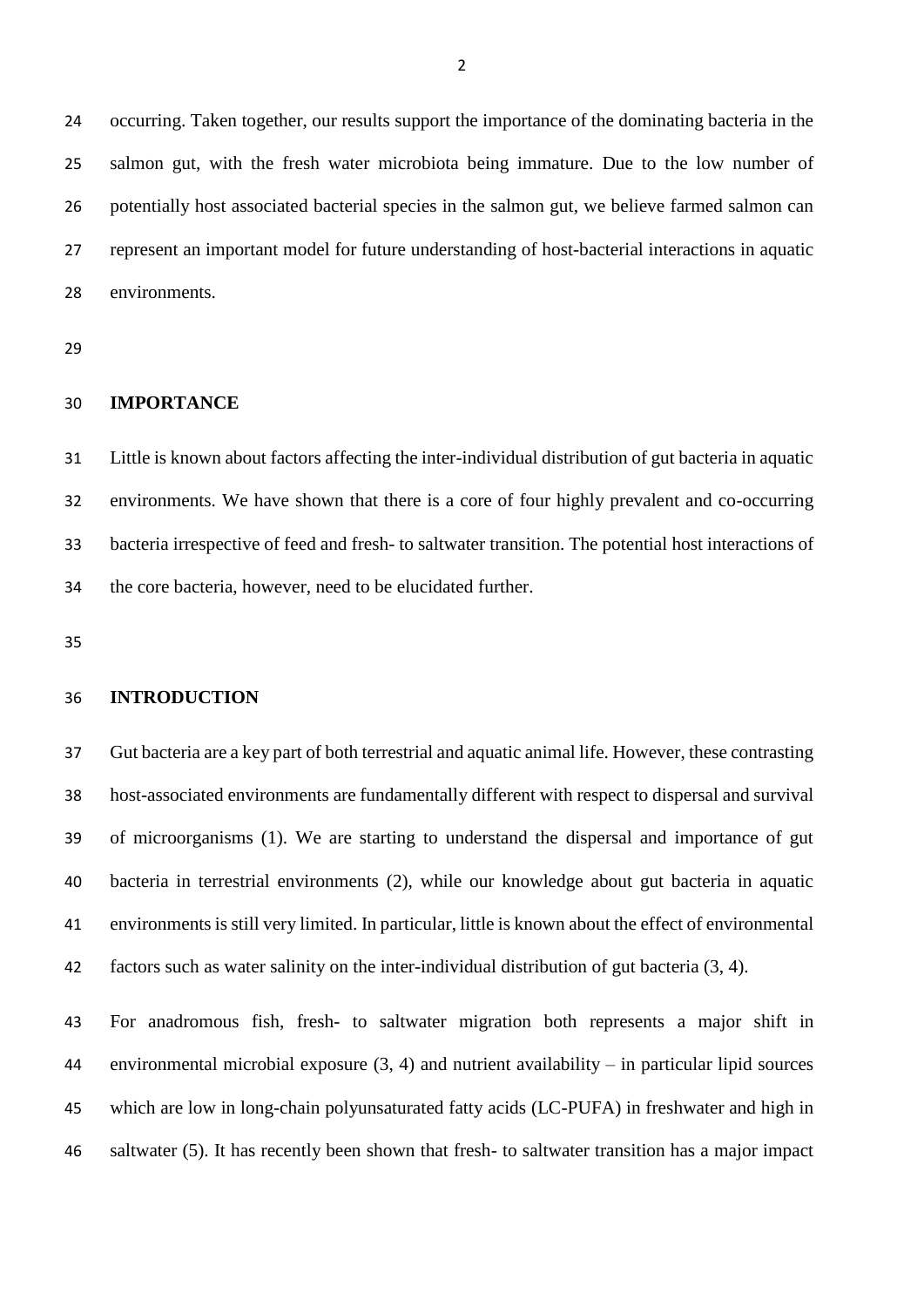occurring. Taken together, our results support the importance of the dominating bacteria in the salmon gut, with the fresh water microbiota being immature. Due to the low number of potentially host associated bacterial species in the salmon gut, we believe farmed salmon can represent an important model for future understanding of host-bacterial interactions in aquatic environments.

## IMPORTANCE

Little is known about factors affecting the inter-individual distribution of gut bacteria in aquatic environments. We have shown that there is a core of four highly prevalent and co-occurring bacteria irrespective of feed and fresh- to saltwater transition. The potential host interactions of the core bacteria, however, need to be elucidated further.

## INTRODUCTION

Gut bacteria are a key part of both terrestrial and aquatic animal life. However, these contrasting host-associated environments are fundamentally different with respect to dispersal and survival of microorganisms (1). We are starting to understand the dispersal and importance of gut bacteria in terrestrial environments (2), while our knowledge about gut bacteria in aquatic environments is still very limited. In particular, little is known about the effect of environmental factors such as water salinity on the inter-individual distribution of gut bacteria (3, 4).

For anadromous fish, fresh- to saltwater migration both represents a major shift in environmental microbial exposure (3, 4) and nutrient availability – in particular lipid sources which are low in long-chain polyunsaturated fatty acids (LC-PUFA) in freshwater and high in saltwater (5). It has recently been shown that fresh- to saltwater transition has a major impact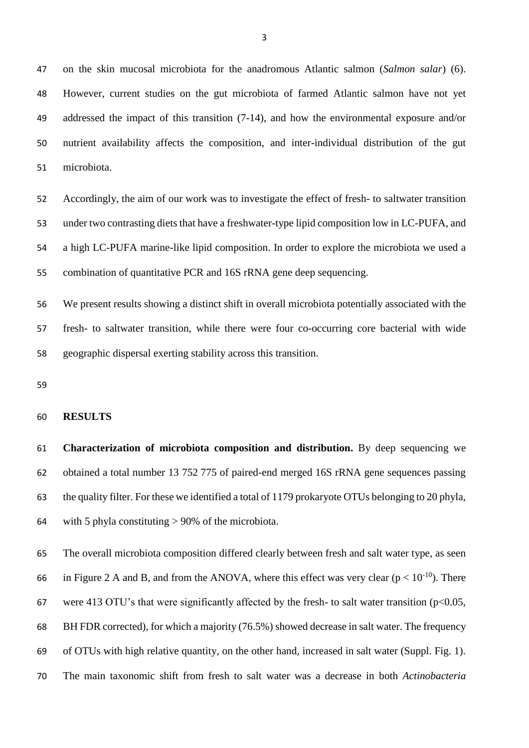on the skin mucosal microbiota for the anadromous Atlantic salmon (*Salmon salar*) (6). However, current studies on the gut microbiota of farmed Atlantic salmon have not yet addressed the impact of this transition (7-14), and how the environmental exposure and/or nutrient availability affects the composition, and inter-individual distribution of the gut microbiota.

Accordingly, the aim of our work was to investigate the effect of fresh- to saltwater transition under two contrasting diets that have a freshwater-type lipid composition low in LC-PUFA, and a high LC-PUFA marine-like lipid composition. In order to explore the microbiota we used a combination of quantitative PCR and 16S rRNA gene deep sequencing.

We present results showing a distinct shift in overall microbiota potentially associated with the fresh- to saltwater transition, while there were four co-occurring core bacterial with wide geographic dispersal exerting stability across this transition.

## RESULTS

**Characterization of microbiota composition and distribution.** By deep sequencing we obtained a total number 13 752 775 of paired-end merged 16S rRNA gene sequences passing the quality filter. For these we identified a total of 1179 prokaryote OTUs belonging to 20 phyla, with 5 phyla constituting > 90% of the microbiota.

The overall microbiota composition differed clearly between fresh and salt water type, as seen in Figure 2 A and B, and from the ANOVA, where this effect was very clear ($p < 10^{-10}$). There were 413 OTU's that were significantly affected by the fresh- to salt water transition ($p<0.05$, BH FDR corrected), for which a majority (76.5%) showed decrease in salt water. The frequency of OTUs with high relative quantity, on the other hand, increased in salt water (Suppl. Fig. 1). The main taxonomic shift from fresh to salt water was a decrease in both *Actinobacteria*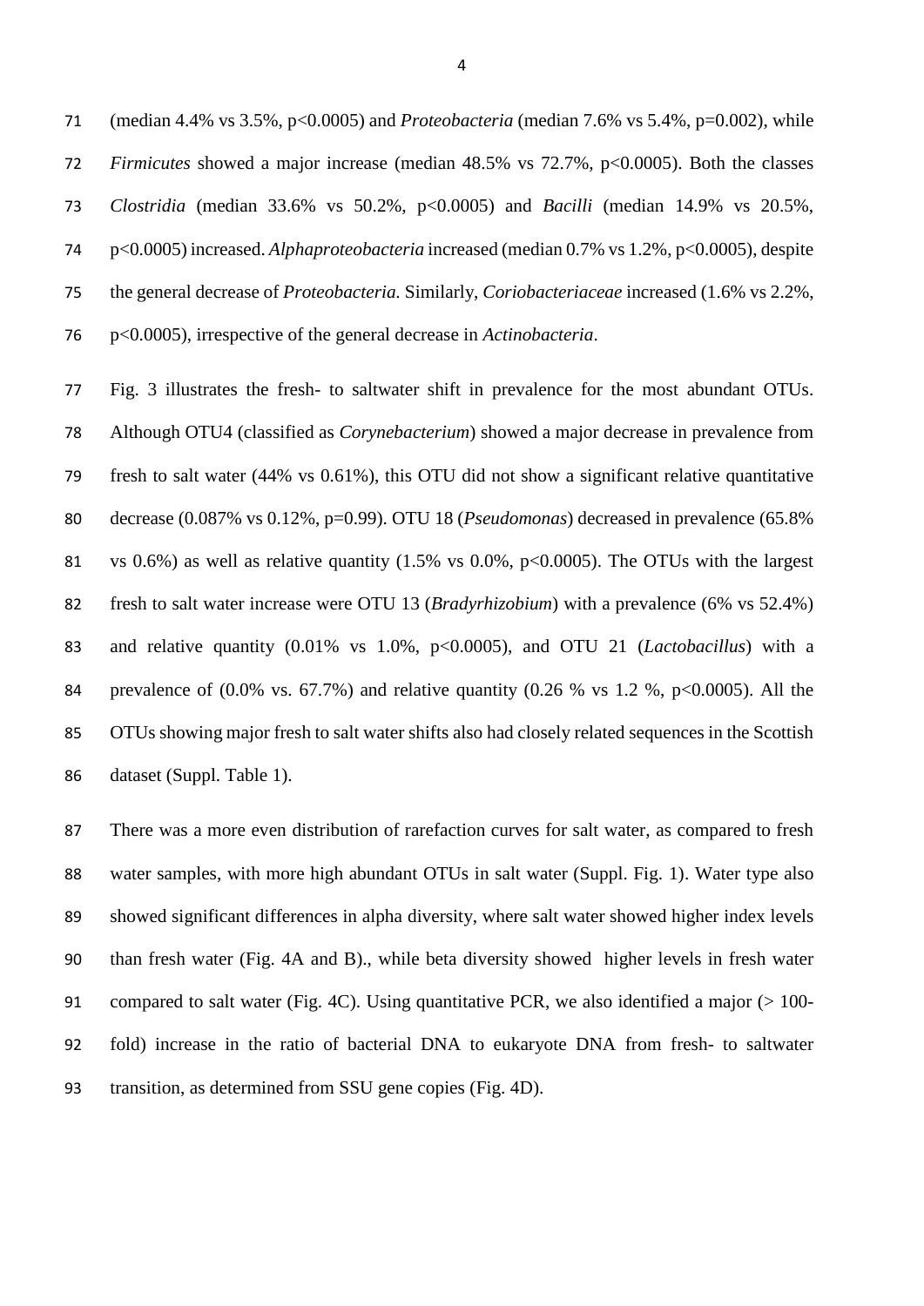(median 4.4% vs 3.5%, $p<0.0005$) and *Proteobacteria* (median 7.6% vs 5.4%, $p=0.002$), while *Firmicutes* showed a major increase (median 48.5% vs 72.7%, $p<0.0005$). Both the classes *Clostridia* (median 33.6% vs 50.2%, $p<0.0005$) and *Bacilli* (median 14.9% vs 20.5%, $p<0.0005$) increased. *Alphaproteobacteria* increased (median 0.7% vs 1.2%, $p<0.0005$), despite the general decrease of *Proteobacteria*. Similarly, *Coriobacteriaceae* increased (1.6% vs 2.2%, $p<0.0005$), irrespective of the general decrease in *Actinobacteria*.

Fig. 3 illustrates the fresh- to saltwater shift in prevalence for the most abundant OTUs. Although OTU4 (classified as *Corynebacterium*) showed a major decrease in prevalence from fresh to salt water (44% vs 0.61%), this OTU did not show a significant relative quantitative decrease (0.087% vs 0.12%, $p=0.99$). OTU 18 (*Pseudomonas*) decreased in prevalence (65.8% vs 0.6%) as well as relative quantity (1.5% vs 0.0%, $p<0.0005$). The OTUs with the largest fresh to salt water increase were OTU 13 (*Bradyrhizobium*) with a prevalence (6% vs 52.4%) and relative quantity (0.01% vs 1.0%, $p<0.0005$), and OTU 21 (*Lactobacillus*) with a prevalence of (0.0% vs. 67.7%) and relative quantity (0.26 % vs 1.2 %, $p<0.0005$). All the OTUs showing major fresh to salt water shifts also had closely related sequences in the Scottish dataset (Suppl. Table 1).

There was a more even distribution of rarefaction curves for salt water, as compared to fresh water samples, with more high abundant OTUs in salt water (Suppl. Fig. 1). Water type also showed significant differences in alpha diversity, where salt water showed higher index levels than fresh water (Fig. 4A and B)., while beta diversity showed higher levels in fresh water compared to salt water (Fig. 4C). Using quantitative PCR, we also identified a major (> 100-fold) increase in the ratio of bacterial DNA to eukaryote DNA from fresh- to saltwater transition, as determined from SSU gene copies (Fig. 4D).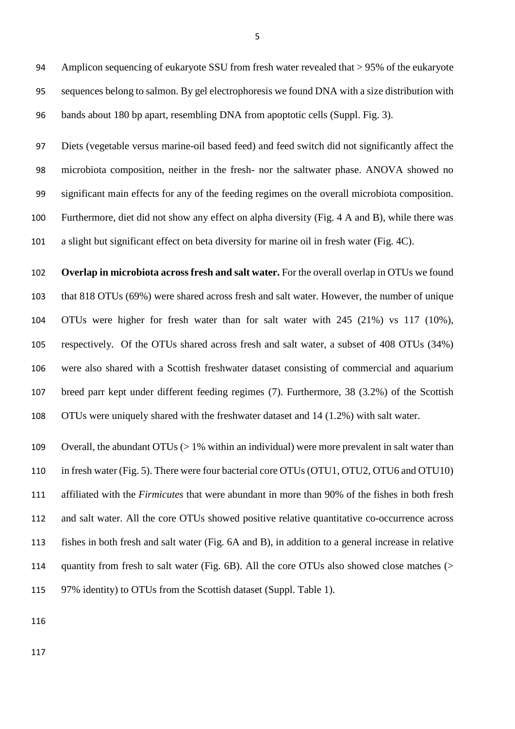Amplicon sequencing of eukaryote SSU from fresh water revealed that > 95% of the eukaryote sequences belong to salmon. By gel electrophoresis we found DNA with a size distribution with bands about 180 bp apart, resembling DNA from apoptotic cells (Suppl. Fig. 3).

Diets (vegetable versus marine-oil based feed) and feed switch did not significantly affect the microbiota composition, neither in the fresh- nor the saltwater phase. ANOVA showed no significant main effects for any of the feeding regimes on the overall microbiota composition. Furthermore, diet did not show any effect on alpha diversity (Fig. 4 A and B), while there was a slight but significant effect on beta diversity for marine oil in fresh water (Fig. 4C).

**Overlap in microbiota across fresh and salt water.** For the overall overlap in OTUs we found that 818 OTUs (69%) were shared across fresh and salt water. However, the number of unique OTUs were higher for fresh water than for salt water with 245 (21%) vs 117 (10%), respectively. Of the OTUs shared across fresh and salt water, a subset of 408 OTUs (34%) were also shared with a Scottish freshwater dataset consisting of commercial and aquarium breed parr kept under different feeding regimes (7). Furthermore, 38 (3.2%) of the Scottish OTUs were uniquely shared with the freshwater dataset and 14 (1.2%) with salt water.

Overall, the abundant OTUs (> 1% within an individual) were more prevalent in salt water than in fresh water (Fig. 5). There were four bacterial core OTUs (OTU1, OTU2, OTU6 and OTU10) affiliated with the *Firmicutes* that were abundant in more than 90% of the fishes in both fresh and salt water. All the core OTUs showed positive relative quantitative co-occurrence across fishes in both fresh and salt water (Fig. 6A and B), in addition to a general increase in relative quantity from fresh to salt water (Fig. 6B). All the core OTUs also showed close matches (> 97% identity) to OTUs from the Scottish dataset (Suppl. Table 1).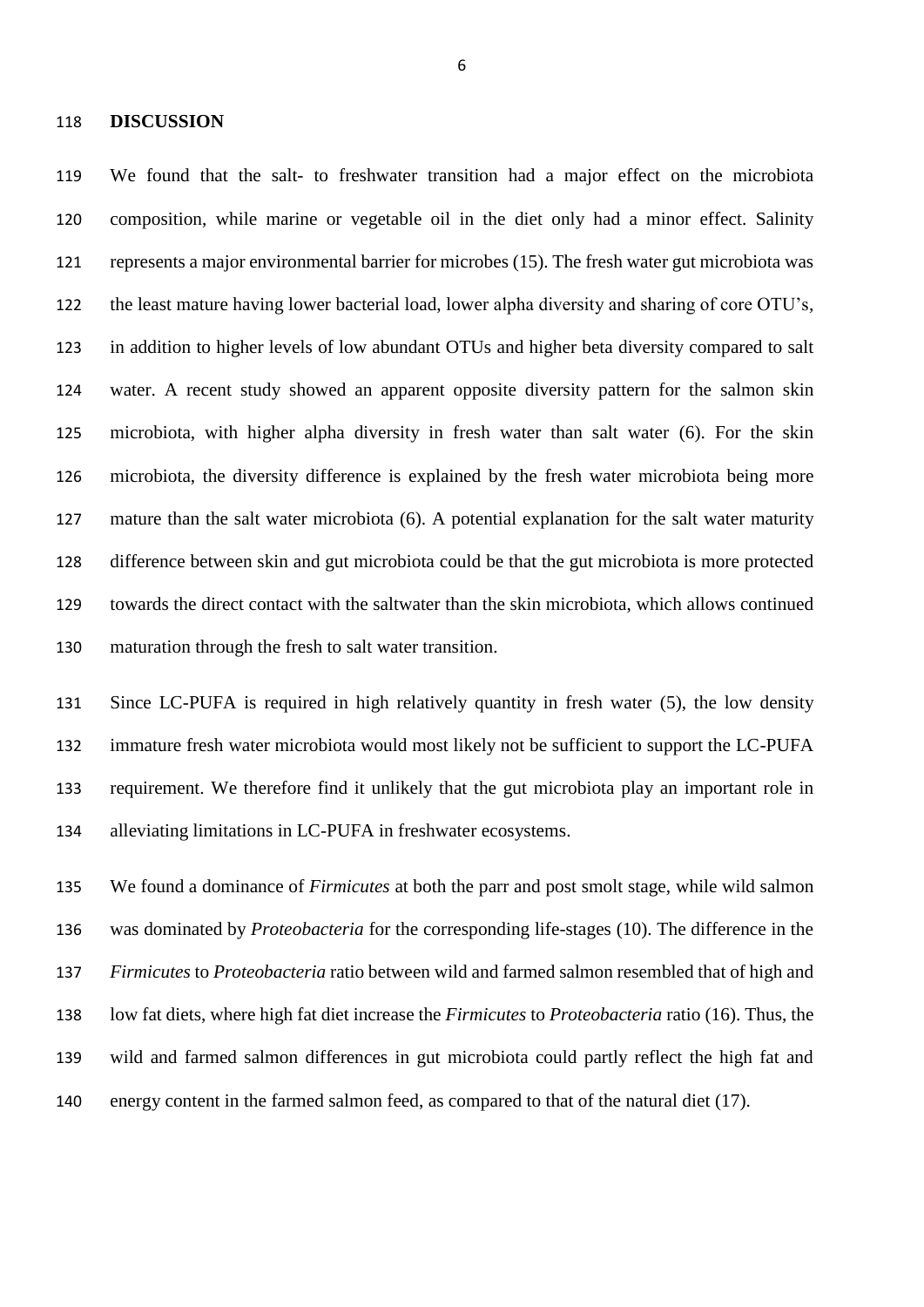## DISCUSSION

We found that the salt- to freshwater transition had a major effect on the microbiota composition, while marine or vegetable oil in the diet only had a minor effect. Salinity represents a major environmental barrier for microbes (15). The fresh water gut microbiota was the least mature having lower bacterial load, lower alpha diversity and sharing of core OTU's, in addition to higher levels of low abundant OTUs and higher beta diversity compared to salt water. A recent study showed an apparent opposite diversity pattern for the salmon skin microbiota, with higher alpha diversity in fresh water than salt water (6). For the skin microbiota, the diversity difference is explained by the fresh water microbiota being more mature than the salt water microbiota (6). A potential explanation for the salt water maturity difference between skin and gut microbiota could be that the gut microbiota is more protected towards the direct contact with the saltwater than the skin microbiota, which allows continued maturation through the fresh to salt water transition.

Since LC-PUFA is required in high relatively quantity in fresh water (5), the low density immature fresh water microbiota would most likely not be sufficient to support the LC-PUFA requirement. We therefore find it unlikely that the gut microbiota play an important role in alleviating limitations in LC-PUFA in freshwater ecosystems.

We found a dominance of *Firmicutes* at both the parr and post smolt stage, while wild salmon was dominated by *Proteobacteria* for the corresponding life-stages (10). The difference in the *Firmicutes* to *Proteobacteria* ratio between wild and farmed salmon resembled that of high and low fat diets, where high fat diet increase the *Firmicutes* to *Proteobacteria* ratio (16). Thus, the wild and farmed salmon differences in gut microbiota could partly reflect the high fat and energy content in the farmed salmon feed, as compared to that of the natural diet (17).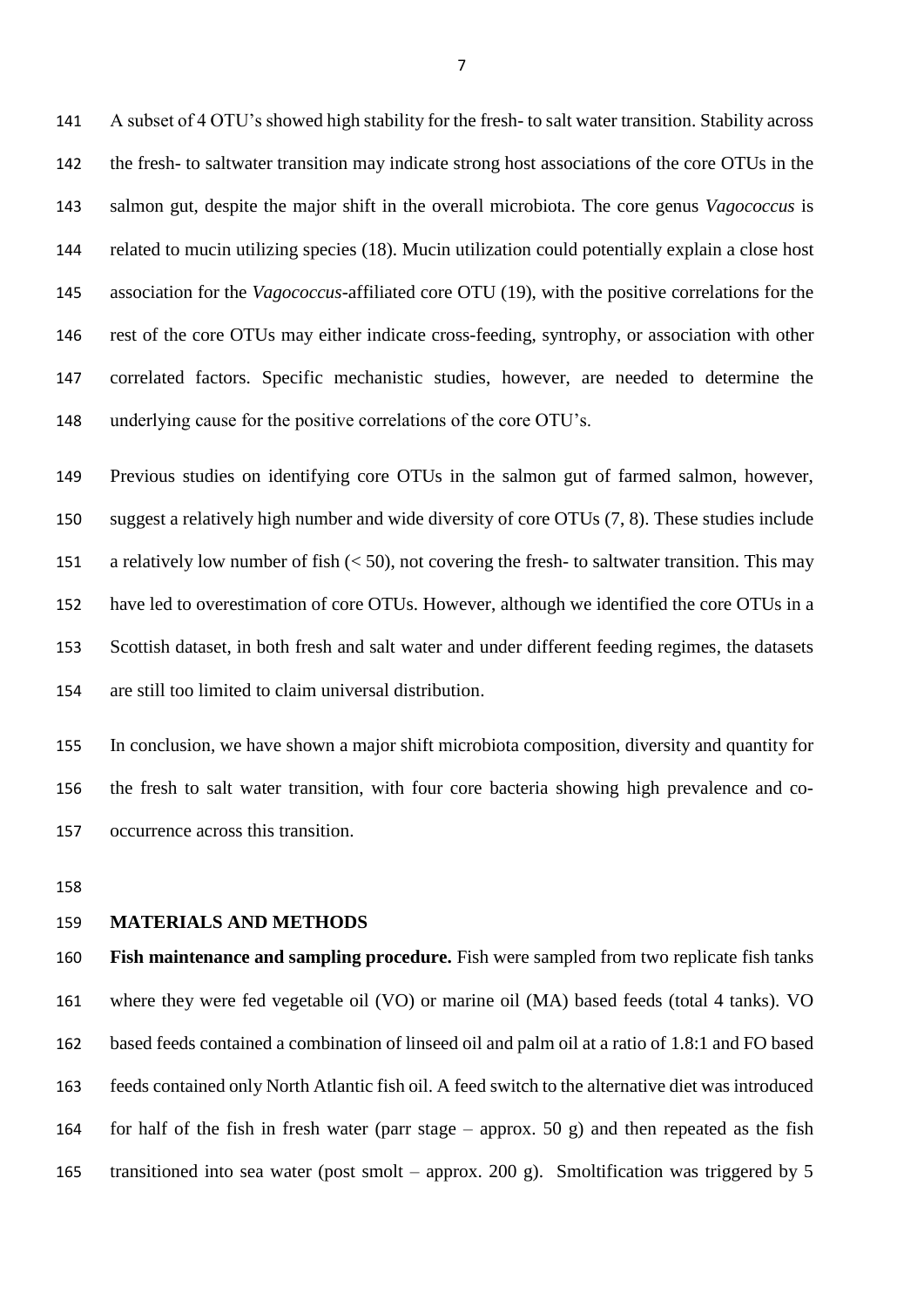A subset of 4 OTU's showed high stability for the fresh- to salt water transition. Stability across the fresh- to saltwater transition may indicate strong host associations of the core OTUs in the salmon gut, despite the major shift in the overall microbiota. The core genus *Vagococcus* is related to mucin utilizing species (18). Mucin utilization could potentially explain a close host association for the *Vagococcus*-affiliated core OTU (19), with the positive correlations for the rest of the core OTUs may either indicate cross-feeding, syntrophy, or association with other correlated factors. Specific mechanistic studies, however, are needed to determine the underlying cause for the positive correlations of the core OTU's.

Previous studies on identifying core OTUs in the salmon gut of farmed salmon, however, suggest a relatively high number and wide diversity of core OTUs (7, 8). These studies include a relatively low number of fish (< 50), not covering the fresh- to saltwater transition. This may have led to overestimation of core OTUs. However, although we identified the core OTUs in a Scottish dataset, in both fresh and salt water and under different feeding regimes, the datasets are still too limited to claim universal distribution.

In conclusion, we have shown a major shift microbiota composition, diversity and quantity for the fresh to salt water transition, with four core bacteria showing high prevalence and co-occurrence across this transition.

## MATERIALS AND METHODS

**Fish maintenance and sampling procedure.** Fish were sampled from two replicate fish tanks where they were fed vegetable oil (VO) or marine oil (MA) based feeds (total 4 tanks). VO based feeds contained a combination of linseed oil and palm oil at a ratio of 1.8:1 and FO based feeds contained only North Atlantic fish oil. A feed switch to the alternative diet was introduced for half of the fish in fresh water (parr stage – approx. 50 g) and then repeated as the fish transitioned into sea water (post smolt – approx. 200 g). Smoltification was triggered by 5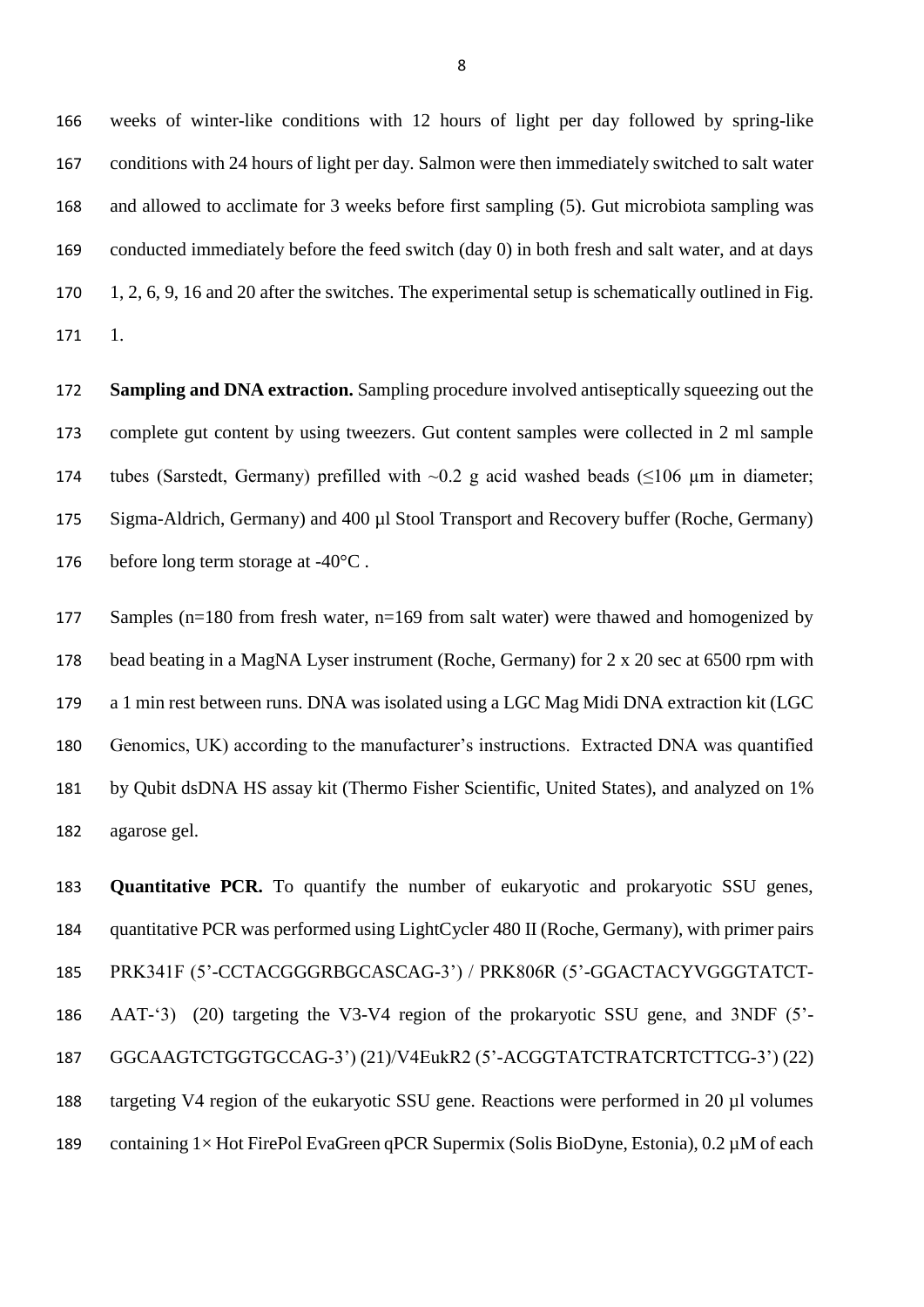weeks of winter-like conditions with 12 hours of light per day followed by spring-like conditions with 24 hours of light per day. Salmon were then immediately switched to salt water and allowed to acclimate for 3 weeks before first sampling (5). Gut microbiota sampling was conducted immediately before the feed switch (day 0) in both fresh and salt water, and at days 1, 2, 6, 9, 16 and 20 after the switches. The experimental setup is schematically outlined in Fig. 1.

**Sampling and DNA extraction.** Sampling procedure involved antiseptically squeezing out the complete gut content by using tweezers. Gut content samples were collected in 2 ml sample tubes (Sarstedt, Germany) prefilled with ~0.2 g acid washed beads (≤106 µm in diameter; Sigma-Aldrich, Germany) and 400 µl Stool Transport and Recovery buffer (Roche, Germany) before long term storage at -40°C .

Samples (n=180 from fresh water, n=169 from salt water) were thawed and homogenized by bead beating in a MagNA Lyser instrument (Roche, Germany) for 2 x 20 sec at 6500 rpm with a 1 min rest between runs. DNA was isolated using a LGC Mag Midi DNA extraction kit (LGC Genomics, UK) according to the manufacturer's instructions. Extracted DNA was quantified by Qubit dsDNA HS assay kit (Thermo Fisher Scientific, United States), and analyzed on 1% agarose gel.

**Quantitative PCR.** To quantify the number of eukaryotic and prokaryotic SSU genes, quantitative PCR was performed using LightCycler 480 II (Roche, Germany), with primer pairs PRK341F (5'-CCTACGGGRBGCASCAG-3') / PRK806R (5'-GGACTACYVGGGTATCT-AAT-'3) (20) targeting the V3-V4 region of the prokaryotic SSU gene, and 3NDF (5'-GGCAAGTCTGGTGCCAG-3') (21)/V4EukR2 (5'-ACGGTATCTRATCRTCTTCG-3') (22) targeting V4 region of the eukaryotic SSU gene. Reactions were performed in 20 µl volumes containing 1× Hot FirePol EvaGreen qPCR Supermix (Solis BioDyne, Estonia), 0.2 µM of each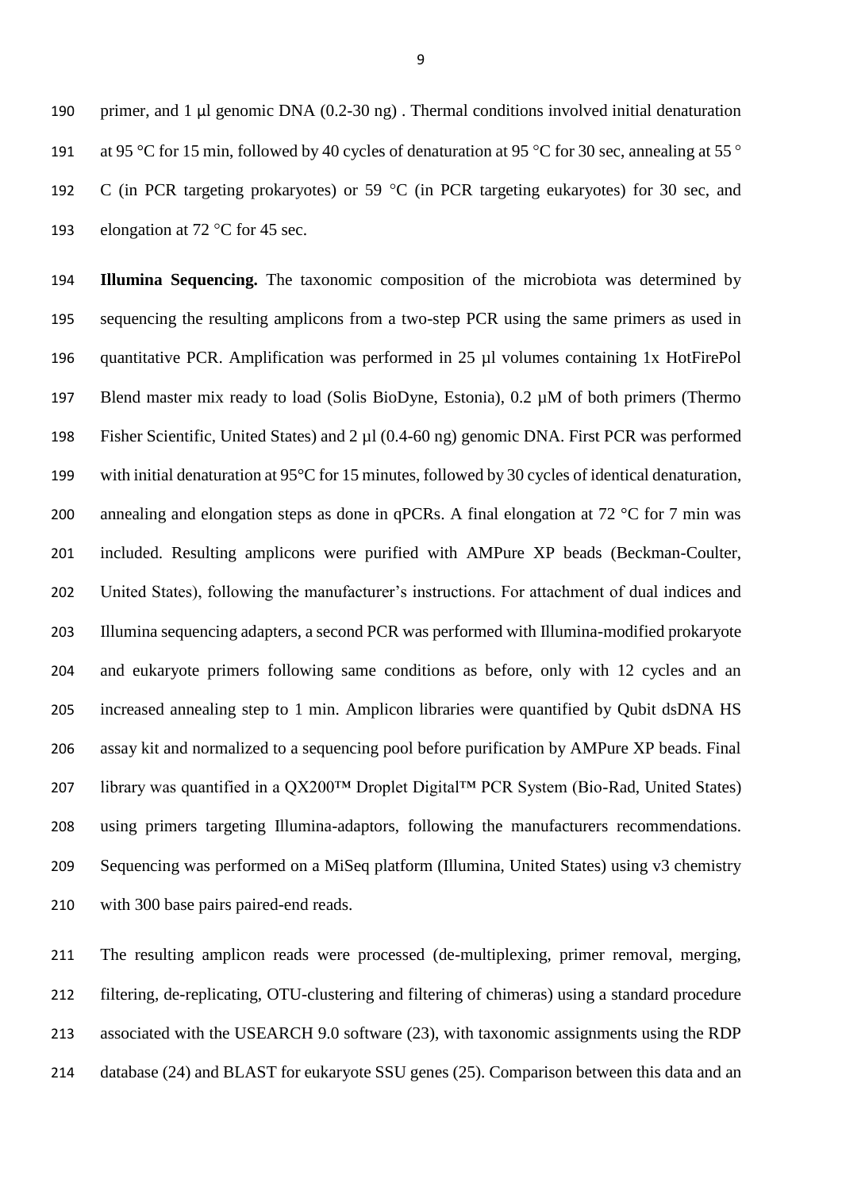primer, and 1 µl genomic DNA (0.2-30 ng) . Thermal conditions involved initial denaturation at 95 °C for 15 min, followed by 40 cycles of denaturation at 95 °C for 30 sec, annealing at 55 °C (in PCR targeting prokaryotes) or 59 °C (in PCR targeting eukaryotes) for 30 sec, and elongation at 72 °C for 45 sec.

**Illumina Sequencing.** The taxonomic composition of the microbiota was determined by sequencing the resulting amplicons from a two-step PCR using the same primers as used in quantitative PCR. Amplification was performed in 25 µl volumes containing 1x HotFirePol Blend master mix ready to load (Solis BioDyne, Estonia), 0.2 µM of both primers (Thermo Fisher Scientific, United States) and 2 µl (0.4-60 ng) genomic DNA. First PCR was performed with initial denaturation at 95°C for 15 minutes, followed by 30 cycles of identical denaturation, annealing and elongation steps as done in qPCRs. A final elongation at 72 °C for 7 min was included. Resulting amplicons were purified with AMPure XP beads (Beckman-Coulter, United States), following the manufacturer's instructions. For attachment of dual indices and Illumina sequencing adapters, a second PCR was performed with Illumina-modified prokaryote and eukaryote primers following same conditions as before, only with 12 cycles and an increased annealing step to 1 min. Amplicon libraries were quantified by Qubit dsDNA HS assay kit and normalized to a sequencing pool before purification by AMPure XP beads. Final library was quantified in a QX200™ Droplet Digital™ PCR System (Bio-Rad, United States) using primers targeting Illumina-adaptors, following the manufacturers recommendations. Sequencing was performed on a MiSeq platform (Illumina, United States) using v3 chemistry with 300 base pairs paired-end reads.

The resulting amplicon reads were processed (de-multiplexing, primer removal, merging, filtering, de-replicating, OTU-clustering and filtering of chimeras) using a standard procedure associated with the USEARCH 9.0 software (23), with taxonomic assignments using the RDP database (24) and BLAST for eukaryote SSU genes (25). Comparison between this data and an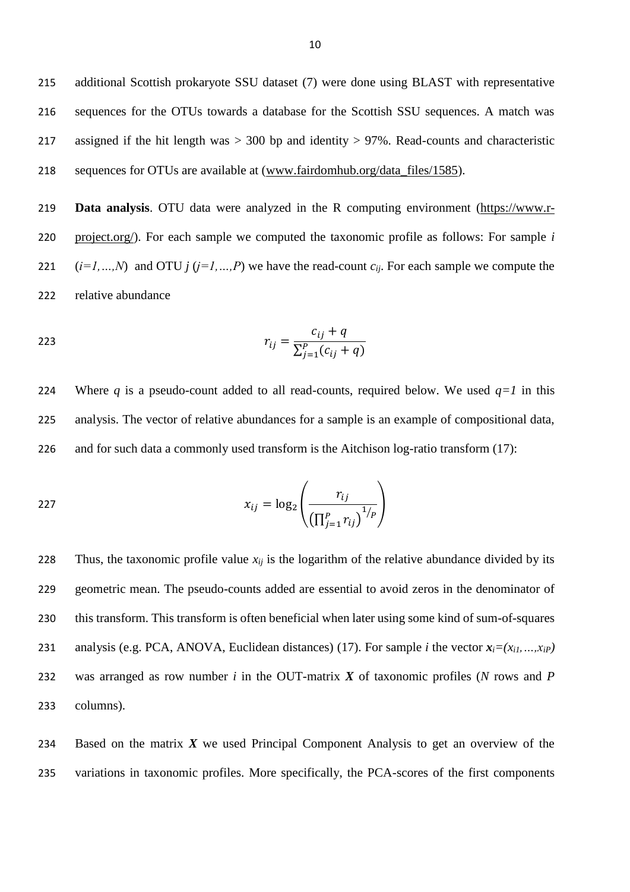additional Scottish prokaryote SSU dataset (7) were done using BLAST with representative sequences for the OTUs towards a database for the Scottish SSU sequences. A match was assigned if the hit length was > 300 bp and identity > 97%. Read-counts and characteristic sequences for OTUs are available at (www.fairdomhub.org/data_files/1585).

**Data analysis**. OTU data were analyzed in the R computing environment (https://www.r-project.org/). For each sample we computed the taxonomic profile as follows: For sample $i$ ($i=1,\ldots,N$) and OTU $j$ ($j=1,\ldots,P$) we have the read-count $c_{ij}$. For each sample we compute the relative abundance

$$r_{ij} = \frac{c_{ij} + q}{\sum_{j=1}^{P}(c_{ij} + q)}$$

Where $q$ is a pseudo-count added to all read-counts, required below. We used $q=1$ in this analysis. The vector of relative abundances for a sample is an example of compositional data, and for such data a commonly used transform is the Aitchison log-ratio transform (17):

$$x_{ij} = \log_2\left(\frac{r_{ij}}{\left(\prod_{j=1}^{P} r_{ij}\right)^{1/P}}\right)$$

Thus, the taxonomic profile value $x_{ij}$ is the logarithm of the relative abundance divided by its geometric mean. The pseudo-counts added are essential to avoid zeros in the denominator of this transform. This transform is often beneficial when later using some kind of sum-of-squares analysis (e.g. PCA, ANOVA, Euclidean distances) (17). For sample $i$ the vector $\boldsymbol{x}_i=(x_{i1},\ldots,x_{iP})$ was arranged as row number $i$ in the OUT-matrix $\boldsymbol{X}$ of taxonomic profiles ($N$ rows and $P$ columns).

Based on the matrix $\boldsymbol{X}$ we used Principal Component Analysis to get an overview of the variations in taxonomic profiles. More specifically, the PCA-scores of the first components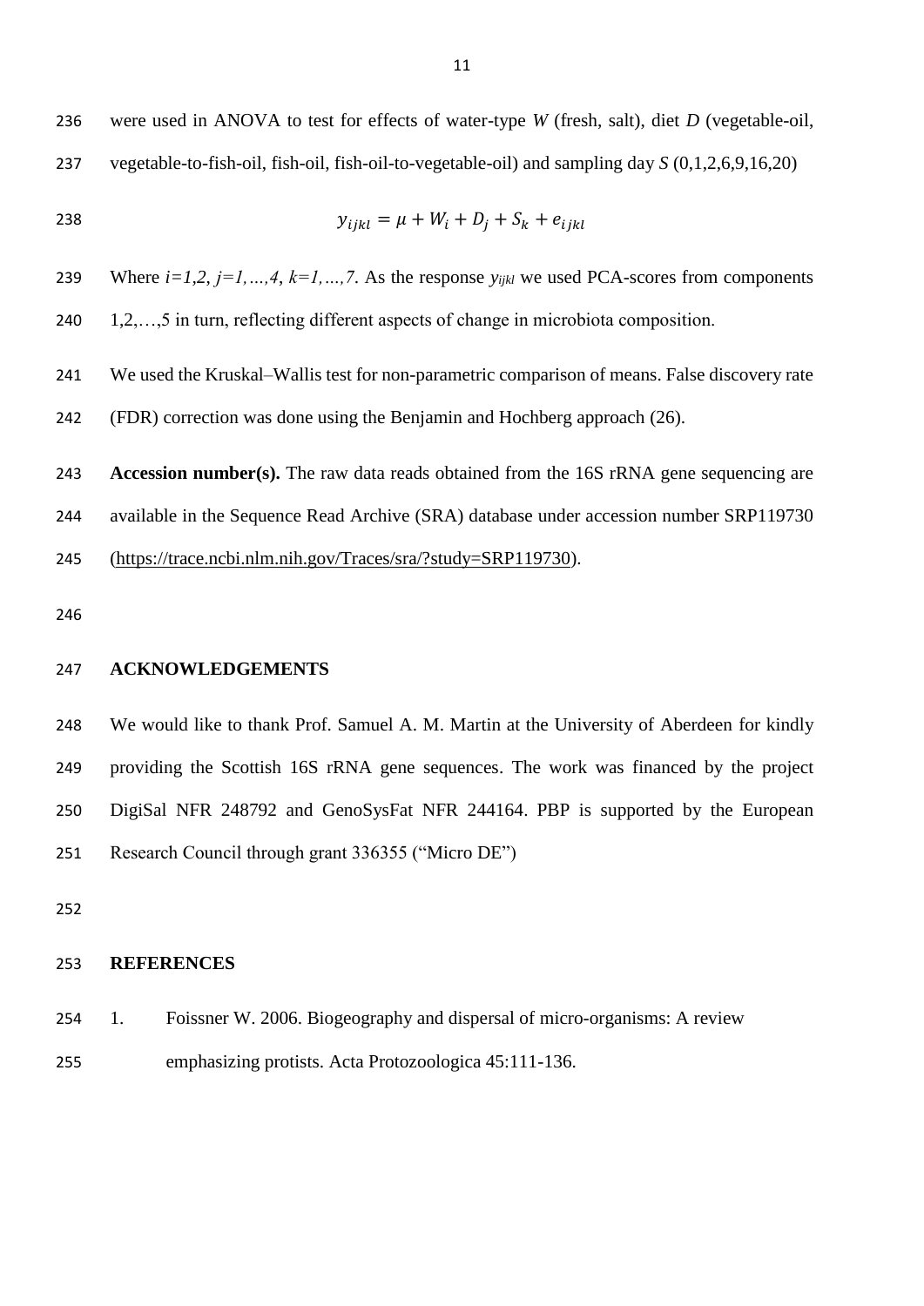were used in ANOVA to test for effects of water-type *W* (fresh, salt), diet *D* (vegetable-oil, vegetable-to-fish-oil, fish-oil, fish-oil-to-vegetable-oil) and sampling day *S* (0,1,2,6,9,16,20)

$$y_{ijkl} = \mu + W_i + D_j + S_k + e_{ijkl}$$

Where $i=1,2$, $j=1,\ldots,4$, $k=1,\ldots,7$. As the response $y_{ijkl}$ we used PCA-scores from components 1,2,…,5 in turn, reflecting different aspects of change in microbiota composition.

We used the Kruskal–Wallis test for non-parametric comparison of means. False discovery rate (FDR) correction was done using the Benjamin and Hochberg approach (26).

**Accession number(s).** The raw data reads obtained from the 16S rRNA gene sequencing are available in the Sequence Read Archive (SRA) database under accession number SRP119730 (https://trace.ncbi.nlm.nih.gov/Traces/sra/?study=SRP119730).

## ACKNOWLEDGEMENTS

We would like to thank Prof. Samuel A. M. Martin at the University of Aberdeen for kindly providing the Scottish 16S rRNA gene sequences. The work was financed by the project DigiSal NFR 248792 and GenoSysFat NFR 244164. PBP is supported by the European Research Council through grant 336355 ("Micro DE")

## REFERENCES

1. Foissner W. 2006. Biogeography and dispersal of micro-organisms: A review emphasizing protists. Acta Protozoologica 45:111-136.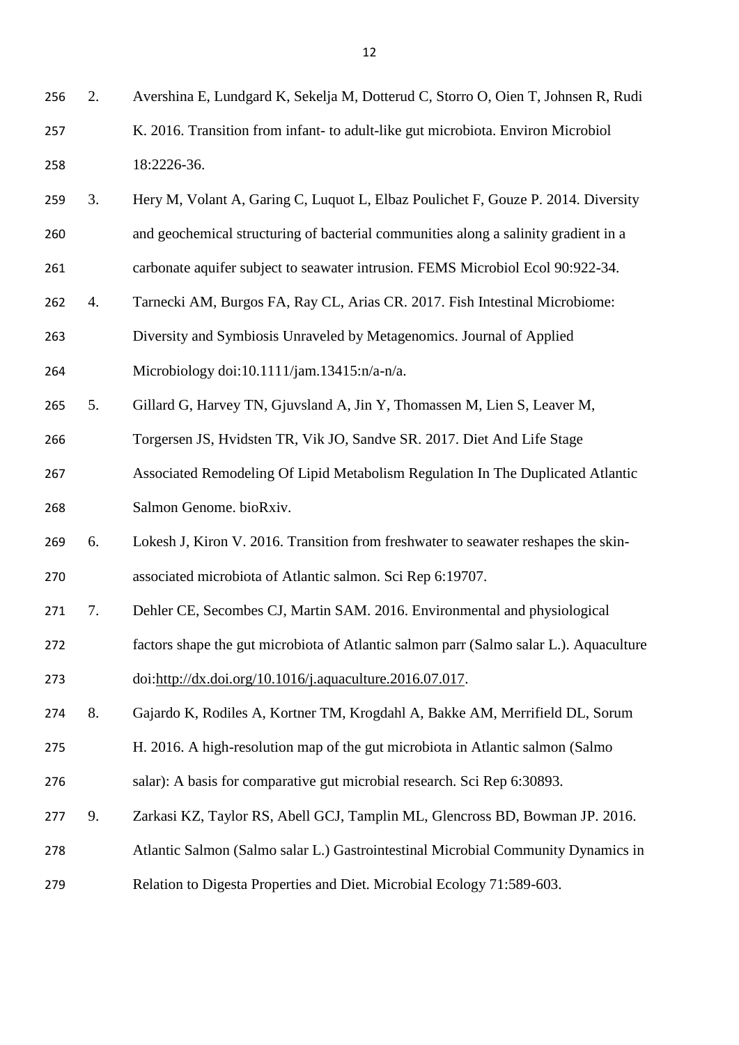2. Avershina E, Lundgard K, Sekelja M, Dotterud C, Storro O, Oien T, Johnsen R, Rudi K. 2016. Transition from infant- to adult-like gut microbiota. Environ Microbiol 18:2226-36.
3. Hery M, Volant A, Garing C, Luquot L, Elbaz Poulichet F, Gouze P. 2014. Diversity and geochemical structuring of bacterial communities along a salinity gradient in a carbonate aquifer subject to seawater intrusion. FEMS Microbiol Ecol 90:922-34.
4. Tarnecki AM, Burgos FA, Ray CL, Arias CR. 2017. Fish Intestinal Microbiome: Diversity and Symbiosis Unraveled by Metagenomics. Journal of Applied Microbiology doi:10.1111/jam.13415:n/a-n/a.
5. Gillard G, Harvey TN, Gjuvsland A, Jin Y, Thomassen M, Lien S, Leaver M, Torgersen JS, Hvidsten TR, Vik JO, Sandve SR. 2017. Diet And Life Stage Associated Remodeling Of Lipid Metabolism Regulation In The Duplicated Atlantic Salmon Genome. bioRxiv.
6. Lokesh J, Kiron V. 2016. Transition from freshwater to seawater reshapes the skin-associated microbiota of Atlantic salmon. Sci Rep 6:19707.
7. Dehler CE, Secombes CJ, Martin SAM. 2016. Environmental and physiological factors shape the gut microbiota of Atlantic salmon parr (Salmo salar L.). Aquaculture doi:http://dx.doi.org/10.1016/j.aquaculture.2016.07.017.
8. Gajardo K, Rodiles A, Kortner TM, Krogdahl A, Bakke AM, Merrifield DL, Sorum H. 2016. A high-resolution map of the gut microbiota in Atlantic salmon (Salmo salar): A basis for comparative gut microbial research. Sci Rep 6:30893.
9. Zarkasi KZ, Taylor RS, Abell GCJ, Tamplin ML, Glencross BD, Bowman JP. 2016. Atlantic Salmon (Salmo salar L.) Gastrointestinal Microbial Community Dynamics in Relation to Digesta Properties and Diet. Microbial Ecology 71:589-603.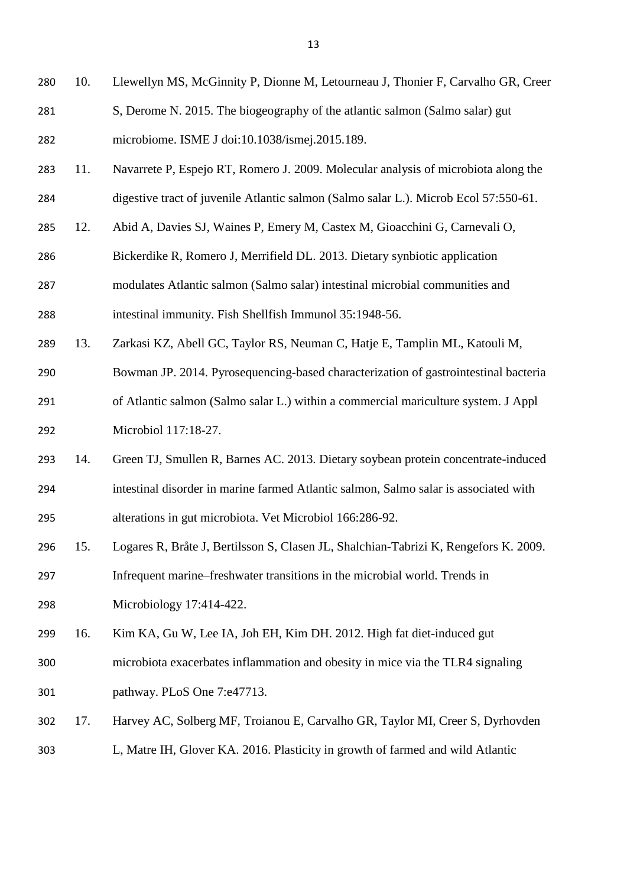10. Llewellyn MS, McGinnity P, Dionne M, Letourneau J, Thonier F, Carvalho GR, Creer S, Derome N. 2015. The biogeography of the atlantic salmon (Salmo salar) gut microbiome. ISME J doi:10.1038/ismej.2015.189.
11. Navarrete P, Espejo RT, Romero J. 2009. Molecular analysis of microbiota along the digestive tract of juvenile Atlantic salmon (Salmo salar L.). Microb Ecol 57:550-61.
12. Abid A, Davies SJ, Waines P, Emery M, Castex M, Gioacchini G, Carnevali O, Bickerdike R, Romero J, Merrifield DL. 2013. Dietary synbiotic application modulates Atlantic salmon (Salmo salar) intestinal microbial communities and intestinal immunity. Fish Shellfish Immunol 35:1948-56.
13. Zarkasi KZ, Abell GC, Taylor RS, Neuman C, Hatje E, Tamplin ML, Katouli M, Bowman JP. 2014. Pyrosequencing-based characterization of gastrointestinal bacteria of Atlantic salmon (Salmo salar L.) within a commercial mariculture system. J Appl Microbiol 117:18-27.
14. Green TJ, Smullen R, Barnes AC. 2013. Dietary soybean protein concentrate-induced intestinal disorder in marine farmed Atlantic salmon, Salmo salar is associated with alterations in gut microbiota. Vet Microbiol 166:286-92.
15. Logares R, Bråte J, Bertilsson S, Clasen JL, Shalchian-Tabrizi K, Rengefors K. 2009. Infrequent marine–freshwater transitions in the microbial world. Trends in Microbiology 17:414-422.
16. Kim KA, Gu W, Lee IA, Joh EH, Kim DH. 2012. High fat diet-induced gut microbiota exacerbates inflammation and obesity in mice via the TLR4 signaling pathway. PLoS One 7:e47713.
17. Harvey AC, Solberg MF, Troianou E, Carvalho GR, Taylor MI, Creer S, Dyrhovden L, Matre IH, Glover KA. 2016. Plasticity in growth of farmed and wild Atlantic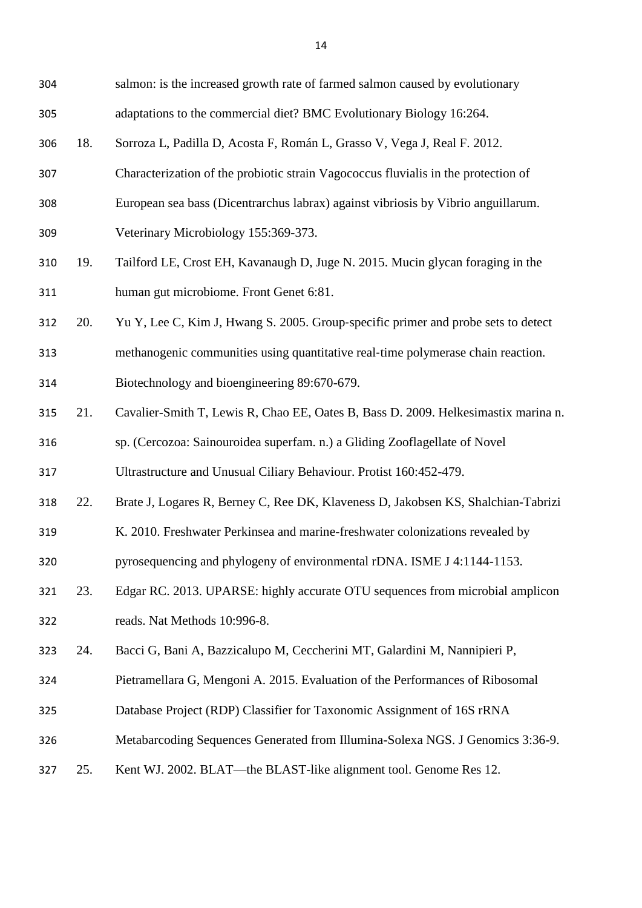salmon: is the increased growth rate of farmed salmon caused by evolutionary adaptations to the commercial diet? BMC Evolutionary Biology 16:264.

18. Sorroza L, Padilla D, Acosta F, Román L, Grasso V, Vega J, Real F. 2012. Characterization of the probiotic strain Vagococcus fluvialis in the protection of European sea bass (Dicentrarchus labrax) against vibriosis by Vibrio anguillarum. Veterinary Microbiology 155:369-373.

19. Tailford LE, Crost EH, Kavanaugh D, Juge N. 2015. Mucin glycan foraging in the human gut microbiome. Front Genet 6:81.

20. Yu Y, Lee C, Kim J, Hwang S. 2005. Group-specific primer and probe sets to detect methanogenic communities using quantitative real-time polymerase chain reaction. Biotechnology and bioengineering 89:670-679.

21. Cavalier-Smith T, Lewis R, Chao EE, Oates B, Bass D. 2009. Helkesimastix marina n. sp. (Cercozoa: Sainouroidea superfam. n.) a Gliding Zooflagellate of Novel Ultrastructure and Unusual Ciliary Behaviour. Protist 160:452-479.

22. Brate J, Logares R, Berney C, Ree DK, Klaveness D, Jakobsen KS, Shalchian-Tabrizi K. 2010. Freshwater Perkinsea and marine-freshwater colonizations revealed by pyrosequencing and phylogeny of environmental rDNA. ISME J 4:1144-1153.

23. Edgar RC. 2013. UPARSE: highly accurate OTU sequences from microbial amplicon reads. Nat Methods 10:996-8.

24. Bacci G, Bani A, Bazzicalupo M, Ceccherini MT, Galardini M, Nannipieri P, Pietramellara G, Mengoni A. 2015. Evaluation of the Performances of Ribosomal Database Project (RDP) Classifier for Taxonomic Assignment of 16S rRNA Metabarcoding Sequences Generated from Illumina-Solexa NGS. J Genomics 3:36-9.

25. Kent WJ. 2002. BLAT—the BLAST-like alignment tool. Genome Res 12.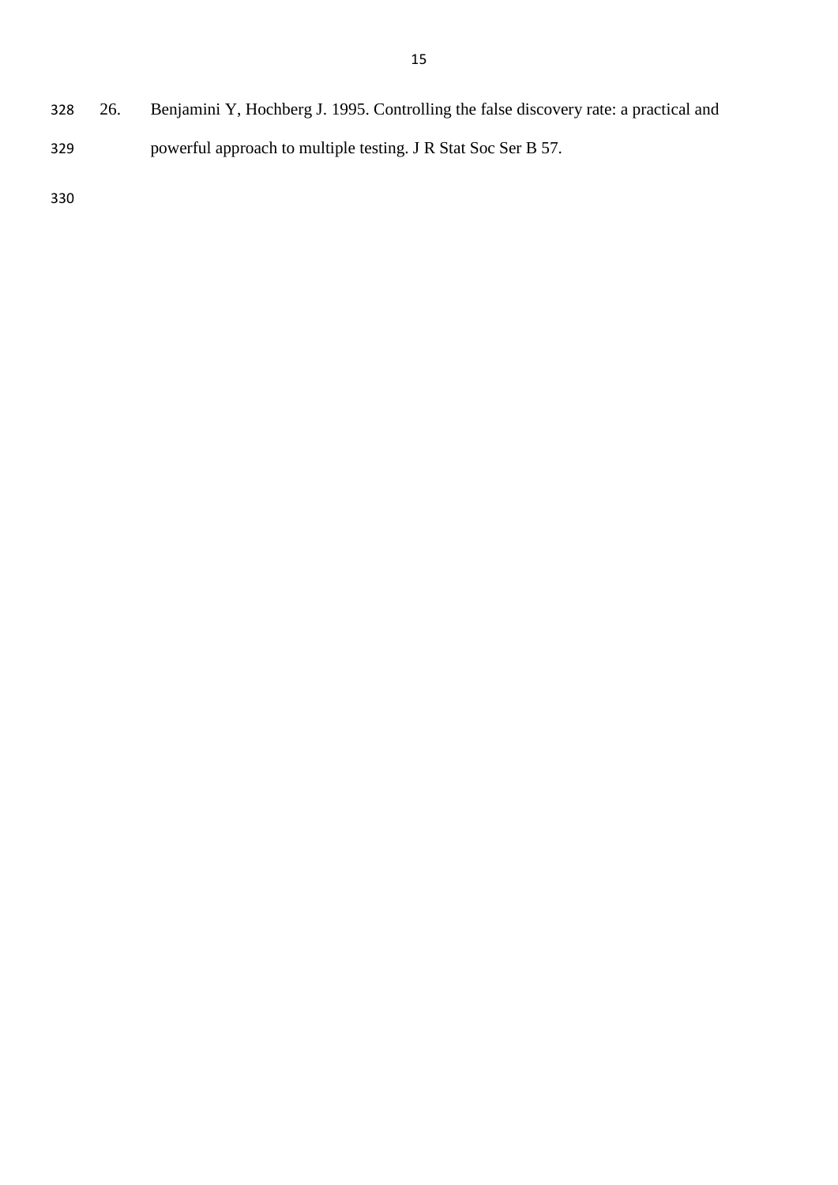26. Benjamini Y, Hochberg J. 1995. Controlling the false discovery rate: a practical and powerful approach to multiple testing. J R Stat Soc Ser B 57.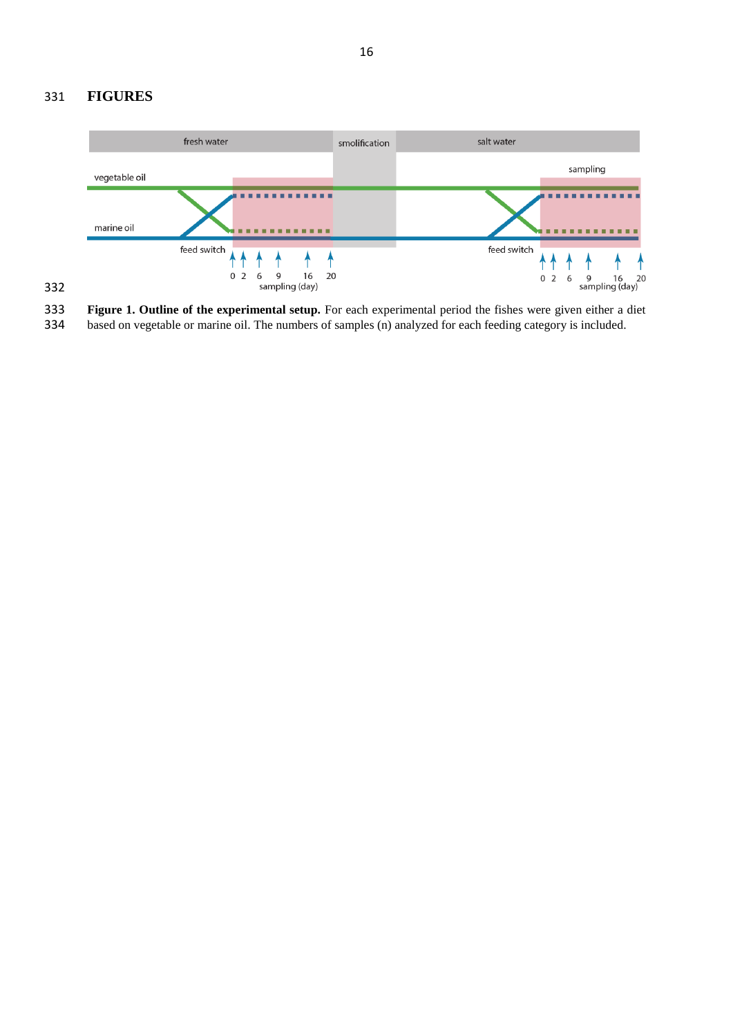# FIGURES

**Figure 1. Outline of the experimental setup.** For each experimental period the fishes were given either a diet based on vegetable or marine oil. The numbers of samples (n) analyzed for each feeding category is included.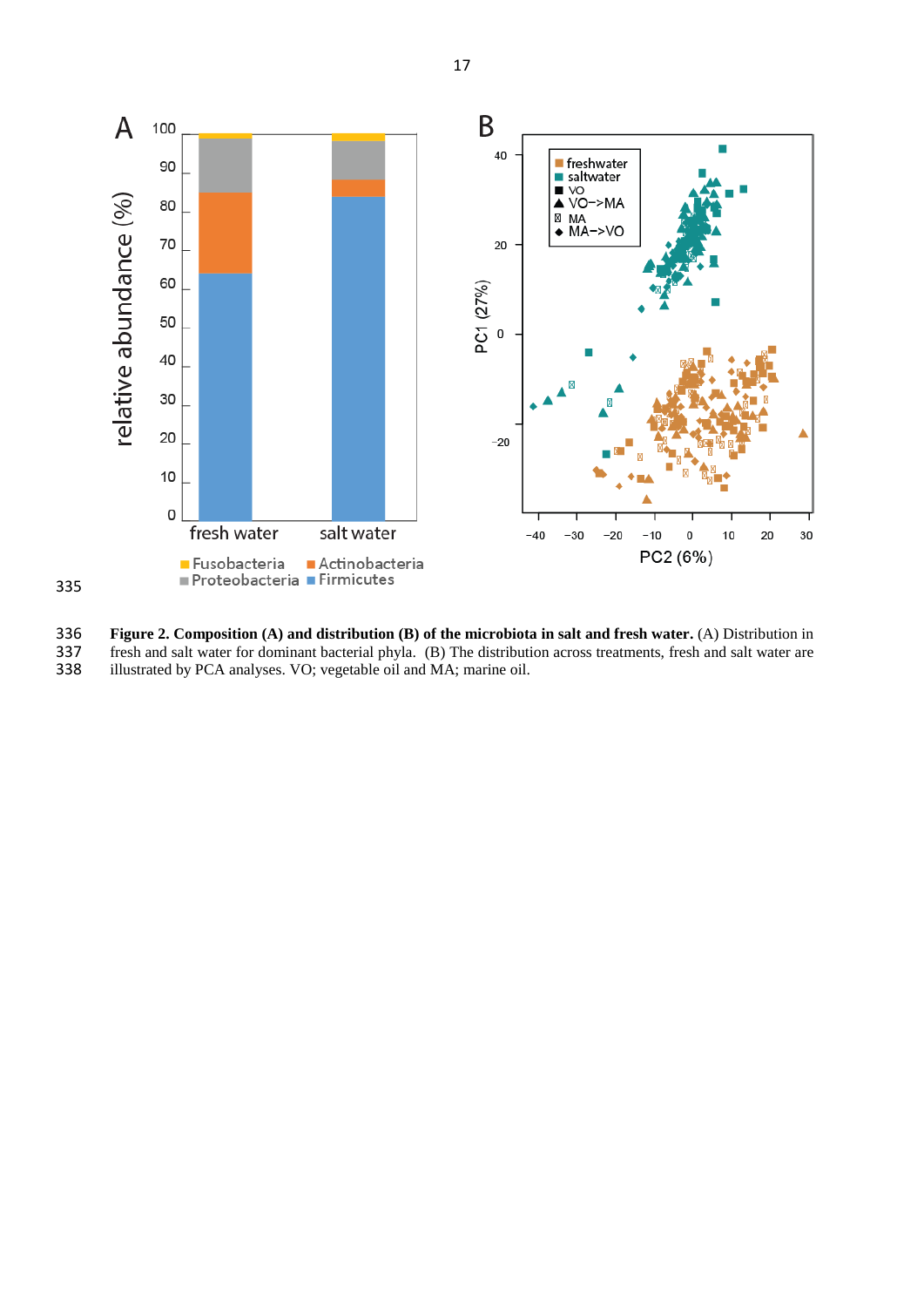**Figure 2. Composition (A) and distribution (B) of the microbiota in salt and fresh water.** (A) Distribution in fresh and salt water for dominant bacterial phyla. (B) The distribution across treatments, fresh and salt water are illustrated by PCA analyses. VO; vegetable oil and MA; marine oil.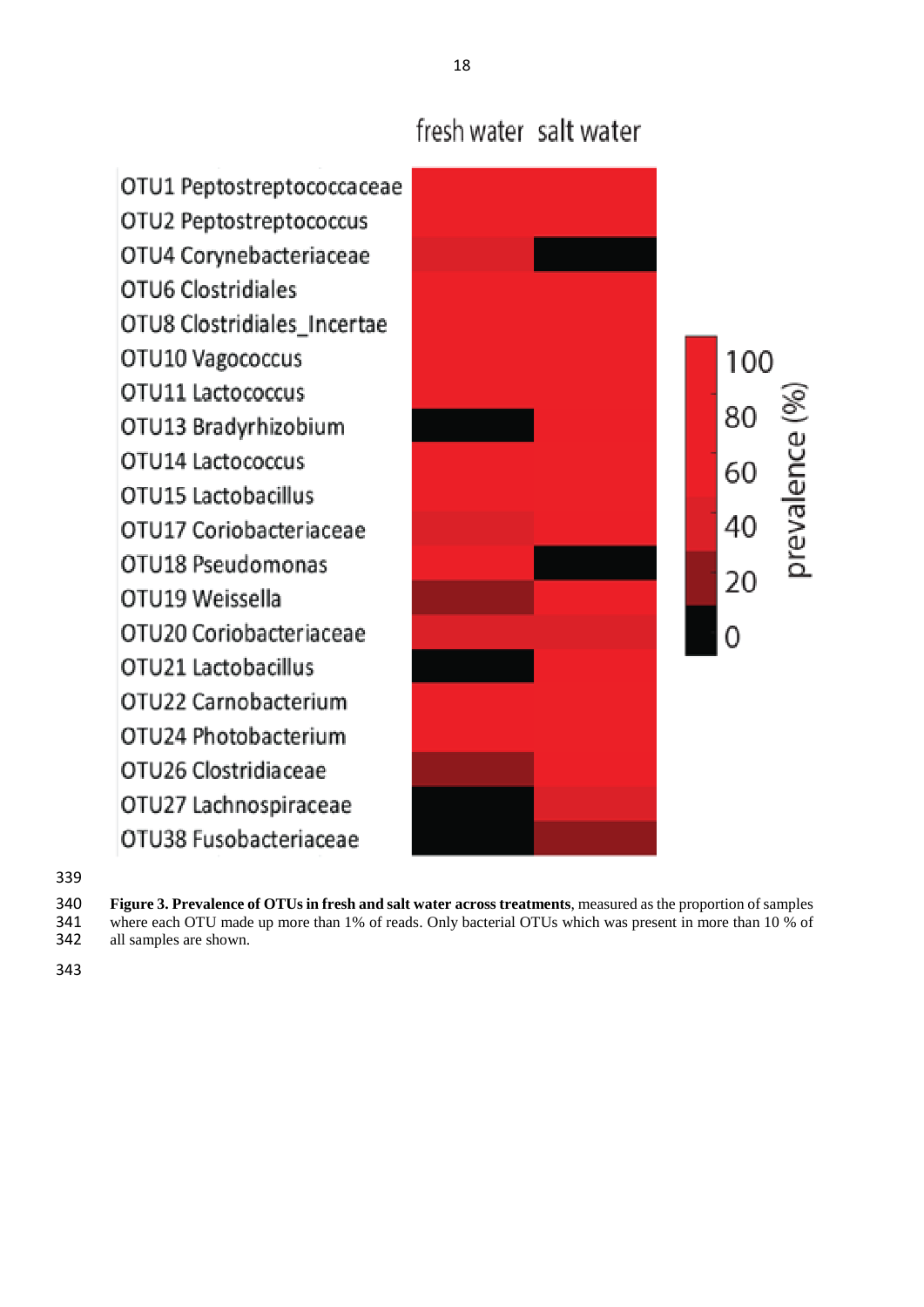fresh water salt water

OTU1 Peptostreptococcaceae
OTU2 Peptostreptococcus
OTU4 Corynebacteriaceae
OTU6 Clostridiales
OTU8 Clostridiales_Incertae
OTU10 Vagococcus
OTU11 Lactococcus
OTU13 Bradyrhizobium
OTU14 Lactococcus
OTU15 Lactobacillus
OTU17 Coriobacteriaceae
OTU18 Pseudomonas
OTU19 Weissella
OTU20 Coriobacteriaceae
OTU21 Lactobacillus
OTU22 Carnobacterium
OTU24 Photobacterium
OTU26 Clostridiaceae
OTU27 Lachnospiraceae
OTU38 Fusobacteriaceae

prevalence (%): 100, 80, 60, 40, 20, 0

**Figure 3. Prevalence of OTUs in fresh and salt water across treatments**, measured as the proportion of samples where each OTU made up more than 1% of reads. Only bacterial OTUs which was present in more than 10 % of all samples are shown.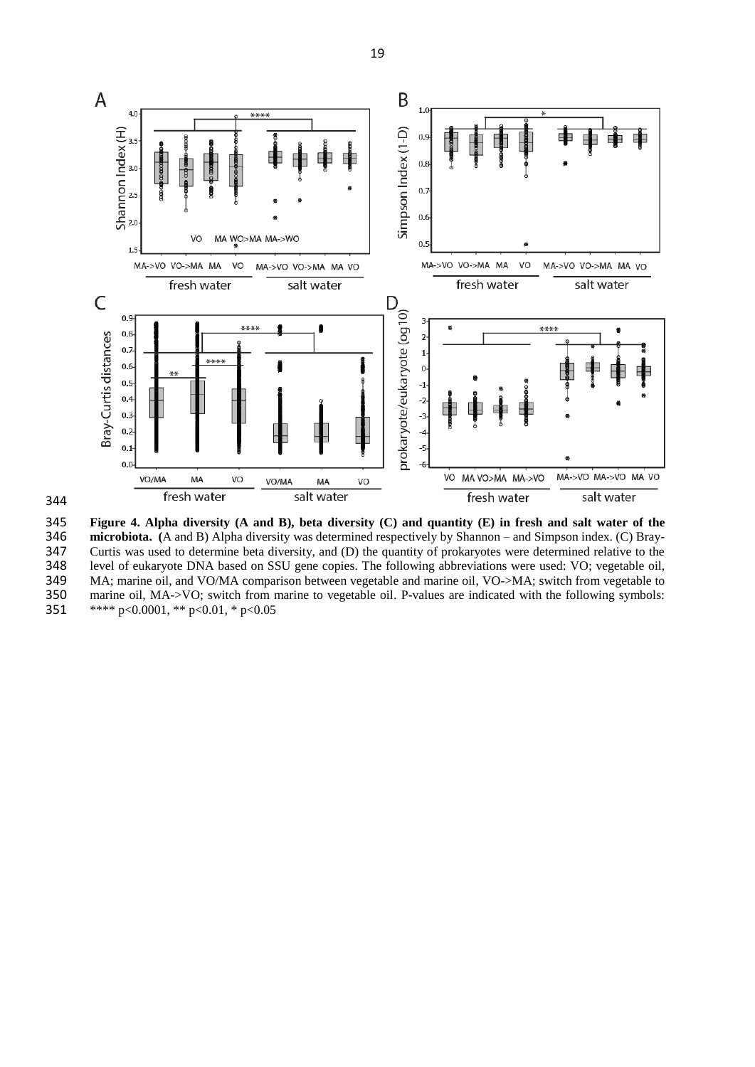**Figure 4. Alpha diversity (A and B), beta diversity (C) and quantity (E) in fresh and salt water of the microbiota.** (A and B) Alpha diversity was determined respectively by Shannon – and Simpson index. (C) Bray-Curtis was used to determine beta diversity, and (D) the quantity of prokaryotes were determined relative to the level of eukaryote DNA based on SSU gene copies. The following abbreviations were used: VO; vegetable oil, MA; marine oil, and VO/MA comparison between vegetable and marine oil, VO->MA; switch from vegetable to marine oil, MA->VO; switch from marine to vegetable oil. P-values are indicated with the following symbols: **** p<0.0001, ** p<0.01, * p<0.05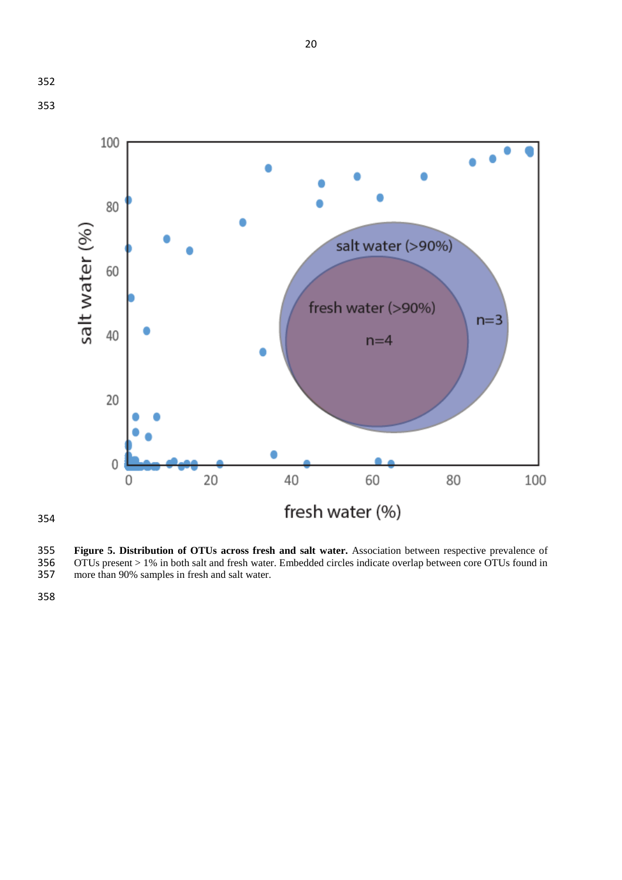**Figure 5. Distribution of OTUs across fresh and salt water.** Association between respective prevalence of OTUs present > 1% in both salt and fresh water. Embedded circles indicate overlap between core OTUs found in more than 90% samples in fresh and salt water.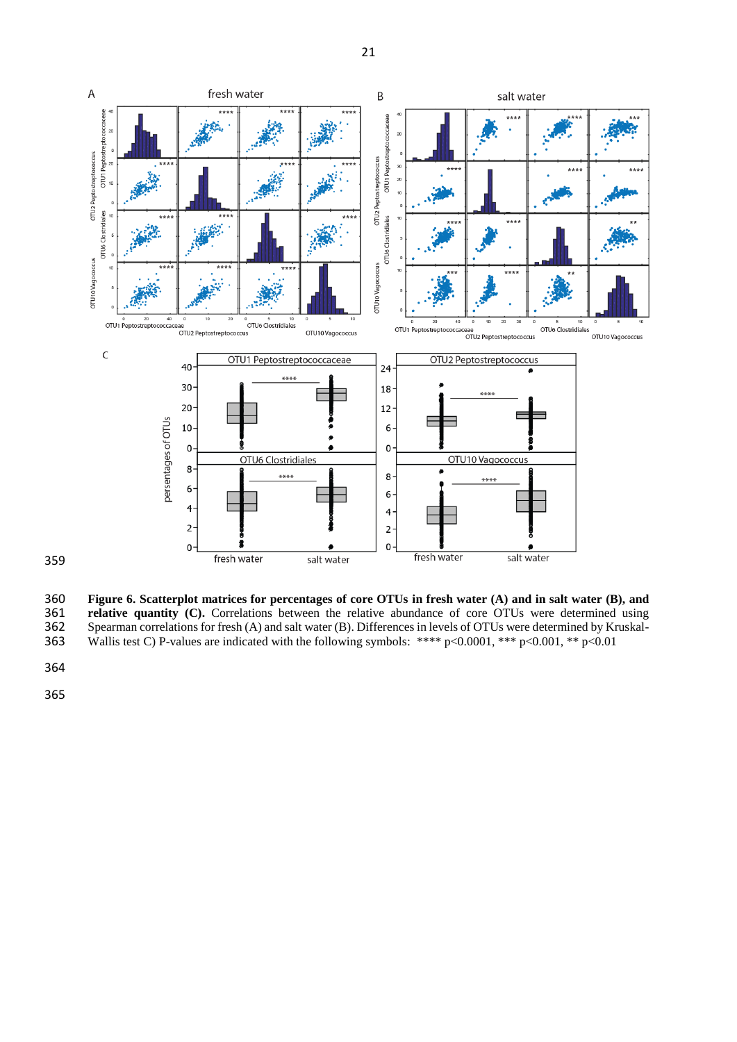A

fresh water

OTU1 Peptostreptococcaceae

OTU2 Peptostreptococcus

OTU6 Clostridiales

OTU10 Vagococcus

B

salt water

OTU1 Peptostreptococcaceae

OTU2 Peptostreptococcus

OTU6 Clostridiales

OTU10 Vagococcus

C

persentages of OTUs

OTU1 Peptostreptococcaceae

OTU2 Peptostreptococcus

OTU6 Clostridiales

OTU10 Vagococcus

fresh water

salt water

**Figure 6. Scatterplot matrices for percentages of core OTUs in fresh water (A) and in salt water (B), and relative quantity (C).** Correlations between the relative abundance of core OTUs were determined using Spearman correlations for fresh (A) and salt water (B). Differences in levels of OTUs were determined by Kruskal-Wallis test C) P-values are indicated with the following symbols: **** $p<0.0001$, *** $p<0.001$, ** $p<0.01$